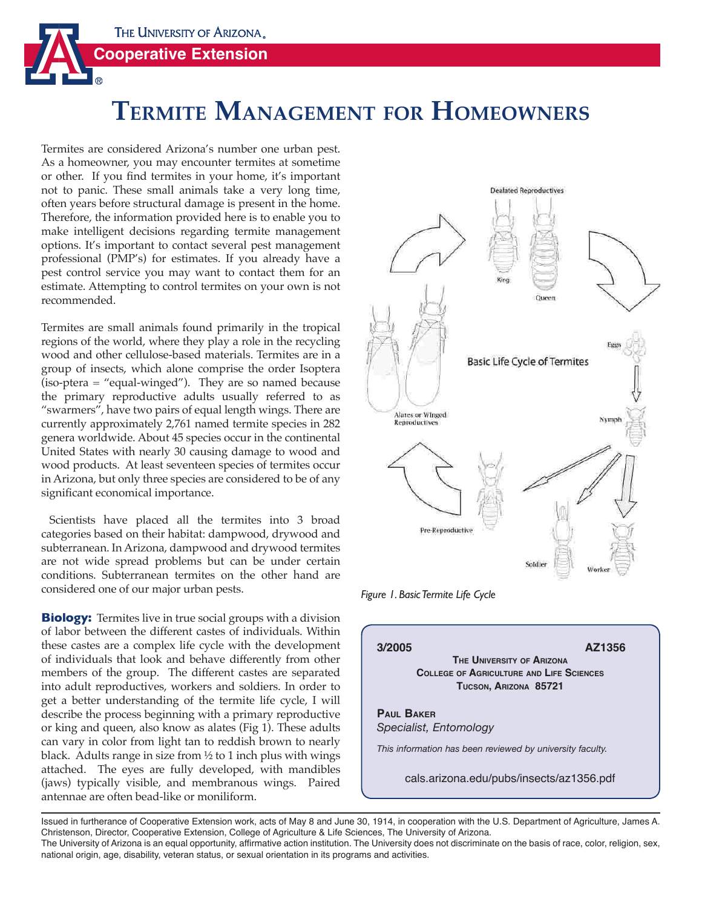The University of Arizona

Cooperative Extension

# Termite Management for Homeowners

Termites are considered Arizona's number one urban pest. As a homeowner, you may encounter termites at sometime or other. If you find termites in your home, it's important not to panic. These small animals take a very long time, often years before structural damage is present in the home. Therefore, the information provided here is to enable you to make intelligent decisions regarding termite management options. It's important to contact several pest management professional (PMP's) for estimates. If you already have a pest control service you may want to contact them for an estimate. Attempting to control termites on your own is not recommended.

Termites are small animals found primarily in the tropical regions of the world, where they play a role in the recycling wood and other cellulose-based materials. Termites are in a group of insects, which alone comprise the order Isoptera (iso-ptera = "equal-winged"). They are so named because the primary reproductive adults usually referred to as "swarmers", have two pairs of equal length wings. There are currently approximately 2,761 named termite species in 282 genera worldwide. About 45 species occur in the continental United States with nearly 30 causing damage to wood and wood products. At least seventeen species of termites occur in Arizona, but only three species are considered to be of any significant economical importance.

Scientists have placed all the termites into 3 broad categories based on their habitat: dampwood, drywood and subterranean. In Arizona, dampwood and drywood termites are not wide spread problems but can be under certain conditions. Subterranean termites on the other hand are considered one of our major urban pests.

**Biology:** Termites live in true social groups with a division of labor between the different castes of individuals. Within these castes are a complex life cycle with the development of individuals that look and behave differently from other members of the group. The different castes are separated into adult reproductives, workers and soldiers. In order to get a better understanding of the termite life cycle, I will describe the process beginning with a primary reproductive or king and queen, also know as alates (Fig 1). These adults can vary in color from light tan to reddish brown to nearly black. Adults range in size from ½ to 1 inch plus with wings attached. The eyes are fully developed, with mandibles (jaws) typically visible, and membranous wings. Paired antennae are often bead-like or moniliform.

*Figure 1. Basic Termite Life Cycle*

3/2005 AZ1356

The University of Arizona
College of Agriculture and Life Sciences
Tucson, Arizona 85721

Paul Baker
*Specialist, Entomology*

*This information has been reviewed by university faculty.*

cals.arizona.edu/pubs/insects/az1356.pdf

Issued in furtherance of Cooperative Extension work, acts of May 8 and June 30, 1914, in cooperation with the U.S. Department of Agriculture, James A. Christenson, Director, Cooperative Extension, College of Agriculture & Life Sciences, The University of Arizona.
The University of Arizona is an equal opportunity, affirmative action institution. The University does not discriminate on the basis of race, color, religion, sex, national origin, age, disability, veteran status, or sexual orientation in its programs and activities.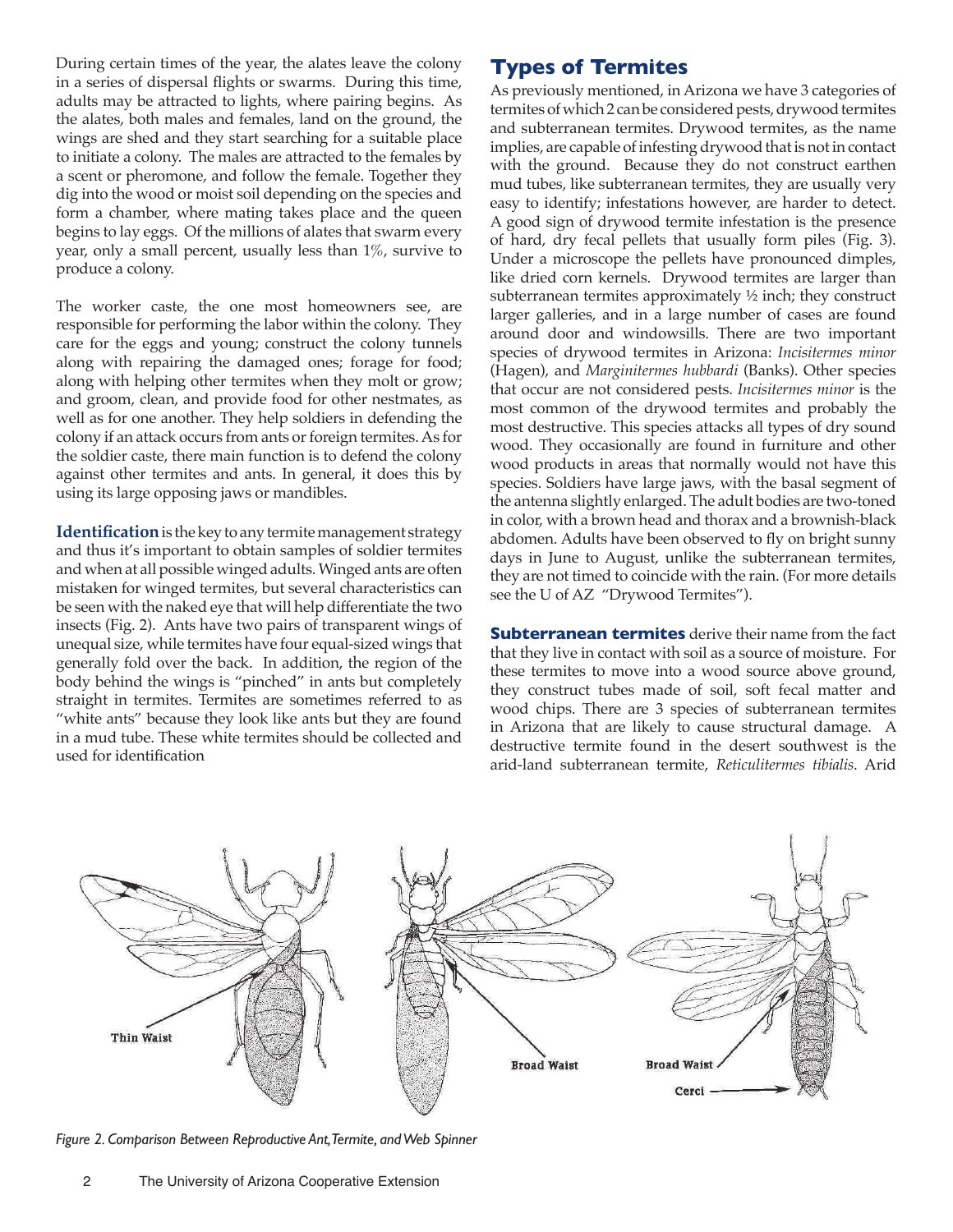During certain times of the year, the alates leave the colony in a series of dispersal flights or swarms. During this time, adults may be attracted to lights, where pairing begins. As the alates, both males and females, land on the ground, the wings are shed and they start searching for a suitable place to initiate a colony. The males are attracted to the females by a scent or pheromone, and follow the female. Together they dig into the wood or moist soil depending on the species and form a chamber, where mating takes place and the queen begins to lay eggs. Of the millions of alates that swarm every year, only a small percent, usually less than 1%, survive to produce a colony.

The worker caste, the one most homeowners see, are responsible for performing the labor within the colony. They care for the eggs and young; construct the colony tunnels along with repairing the damaged ones; forage for food; along with helping other termites when they molt or grow; and groom, clean, and provide food for other nestmates, as well as for one another. They help soldiers in defending the colony if an attack occurs from ants or foreign termites. As for the soldier caste, there main function is to defend the colony against other termites and ants. In general, it does this by using its large opposing jaws or mandibles.

**Identification** is the key to any termite management strategy and thus it's important to obtain samples of soldier termites and when at all possible winged adults. Winged ants are often mistaken for winged termites, but several characteristics can be seen with the naked eye that will help differentiate the two insects (Fig. 2). Ants have two pairs of transparent wings of unequal size, while termites have four equal-sized wings that generally fold over the back. In addition, the region of the body behind the wings is "pinched" in ants but completely straight in termites. Termites are sometimes referred to as "white ants" because they look like ants but they are found in a mud tube. These white termites should be collected and used for identification

## Types of Termites

As previously mentioned, in Arizona we have 3 categories of termites of which 2 can be considered pests, drywood termites and subterranean termites. Drywood termites, as the name implies, are capable of infesting drywood that is not in contact with the ground. Because they do not construct earthen mud tubes, like subterranean termites, they are usually very easy to identify; infestations however, are harder to detect. A good sign of drywood termite infestation is the presence of hard, dry fecal pellets that usually form piles (Fig. 3). Under a microscope the pellets have pronounced dimples, like dried corn kernels. Drywood termites are larger than subterranean termites approximately ½ inch; they construct larger galleries, and in a large number of cases are found around door and windowsills. There are two important species of drywood termites in Arizona: *Incisitermes minor* (Hagen), and *Marginitermes hubbardi* (Banks). Other species that occur are not considered pests. *Incisitermes minor* is the most common of the drywood termites and probably the most destructive. This species attacks all types of dry sound wood. They occasionally are found in furniture and other wood products in areas that normally would not have this species. Soldiers have large jaws, with the basal segment of the antenna slightly enlarged. The adult bodies are two-toned in color, with a brown head and thorax and a brownish-black abdomen. Adults have been observed to fly on bright sunny days in June to August, unlike the subterranean termites, they are not timed to coincide with the rain. (For more details see the U of AZ "Drywood Termites").

**Subterranean termites** derive their name from the fact that they live in contact with soil as a source of moisture. For these termites to move into a wood source above ground, they construct tubes made of soil, soft fecal matter and wood chips. There are 3 species of subterranean termites in Arizona that are likely to cause structural damage. A destructive termite found in the desert southwest is the arid-land subterranean termite, *Reticulitermes tibialis*. Arid

Thin Waist — Broad Waist — Broad Waist — Cerci

*Figure 2. Comparison Between Reproductive Ant, Termite, and Web Spinner*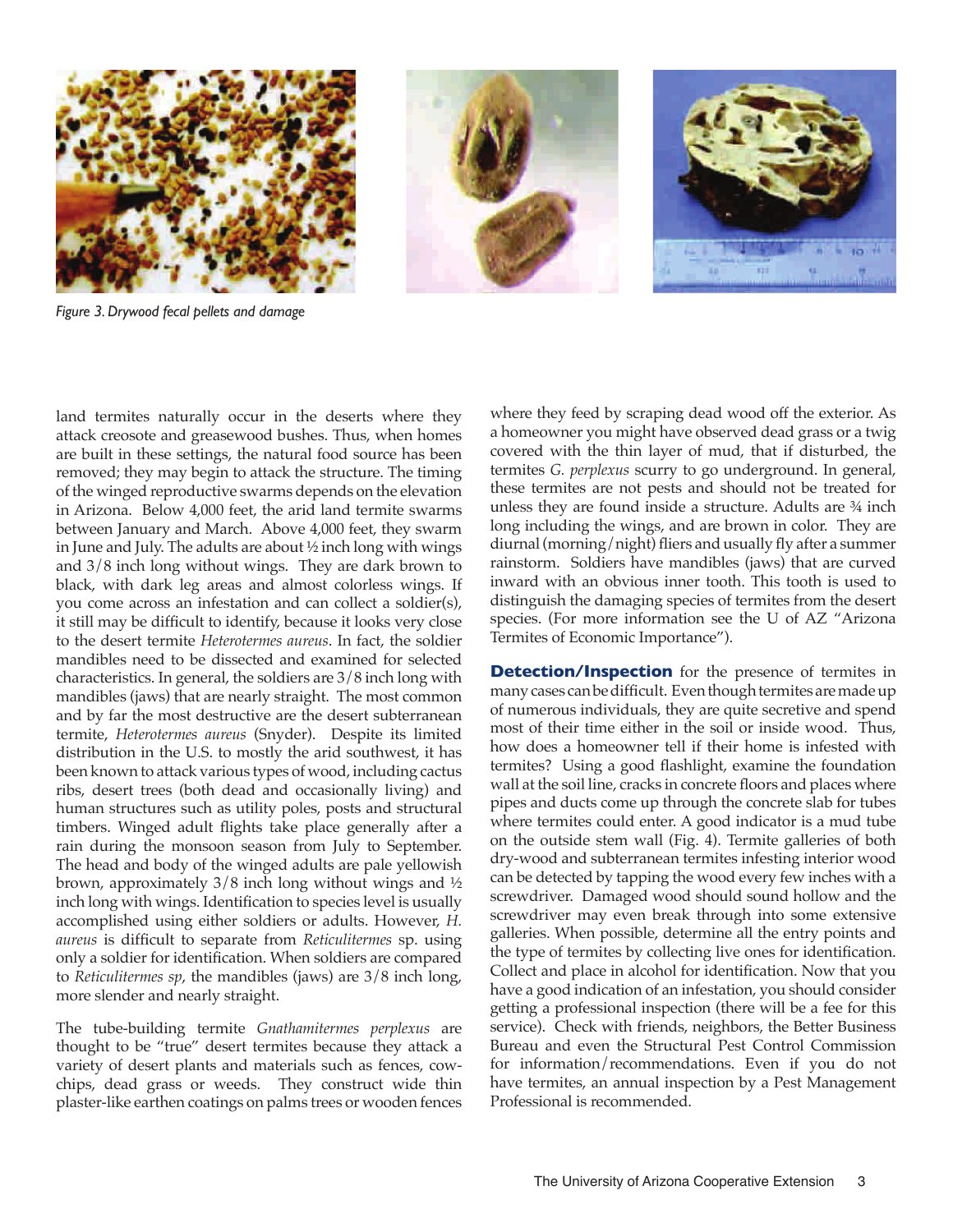Figure 3. Drywood fecal pellets and damage

land termites naturally occur in the deserts where they attack creosote and greasewood bushes. Thus, when homes are built in these settings, the natural food source has been removed; they may begin to attack the structure. The timing of the winged reproductive swarms depends on the elevation in Arizona. Below 4,000 feet, the arid land termite swarms between January and March. Above 4,000 feet, they swarm in June and July. The adults are about ½ inch long with wings and 3/8 inch long without wings. They are dark brown to black, with dark leg areas and almost colorless wings. If you come across an infestation and can collect a soldier(s), it still may be difficult to identify, because it looks very close to the desert termite *Heterotermes aureus*. In fact, the soldier mandibles need to be dissected and examined for selected characteristics. In general, the soldiers are 3/8 inch long with mandibles (jaws) that are nearly straight. The most common and by far the most destructive are the desert subterranean termite, *Heterotermes aureus* (Snyder). Despite its limited distribution in the U.S. to mostly the arid southwest, it has been known to attack various types of wood, including cactus ribs, desert trees (both dead and occasionally living) and human structures such as utility poles, posts and structural timbers. Winged adult flights take place generally after a rain during the monsoon season from July to September. The head and body of the winged adults are pale yellowish brown, approximately 3/8 inch long without wings and ½ inch long with wings. Identification to species level is usually accomplished using either soldiers or adults. However, *H. aureus* is difficult to separate from *Reticulitermes* sp. using only a soldier for identification. When soldiers are compared to *Reticulitermes sp*, the mandibles (jaws) are 3/8 inch long, more slender and nearly straight.

The tube-building termite *Gnathamitermes perplexus* are thought to be "true" desert termites because they attack a variety of desert plants and materials such as fences, cow-chips, dead grass or weeds. They construct wide thin plaster-like earthen coatings on palms trees or wooden fences where they feed by scraping dead wood off the exterior. As a homeowner you might have observed dead grass or a twig covered with the thin layer of mud, that if disturbed, the termites *G. perplexus* scurry to go underground. In general, these termites are not pests and should not be treated for unless they are found inside a structure. Adults are ¾ inch long including the wings, and are brown in color. They are diurnal (morning/night) fliers and usually fly after a summer rainstorm. Soldiers have mandibles (jaws) that are curved inward with an obvious inner tooth. This tooth is used to distinguish the damaging species of termites from the desert species. (For more information see the U of AZ "Arizona Termites of Economic Importance").

**Detection/Inspection** for the presence of termites in many cases can be difficult. Even though termites are made up of numerous individuals, they are quite secretive and spend most of their time either in the soil or inside wood. Thus, how does a homeowner tell if their home is infested with termites? Using a good flashlight, examine the foundation wall at the soil line, cracks in concrete floors and places where pipes and ducts come up through the concrete slab for tubes where termites could enter. A good indicator is a mud tube on the outside stem wall (Fig. 4). Termite galleries of both dry-wood and subterranean termites infesting interior wood can be detected by tapping the wood every few inches with a screwdriver. Damaged wood should sound hollow and the screwdriver may even break through into some extensive galleries. When possible, determine all the entry points and the type of termites by collecting live ones for identification. Collect and place in alcohol for identification. Now that you have a good indication of an infestation, you should consider getting a professional inspection (there will be a fee for this service). Check with friends, neighbors, the Better Business Bureau and even the Structural Pest Control Commission for information/recommendations. Even if you do not have termites, an annual inspection by a Pest Management Professional is recommended.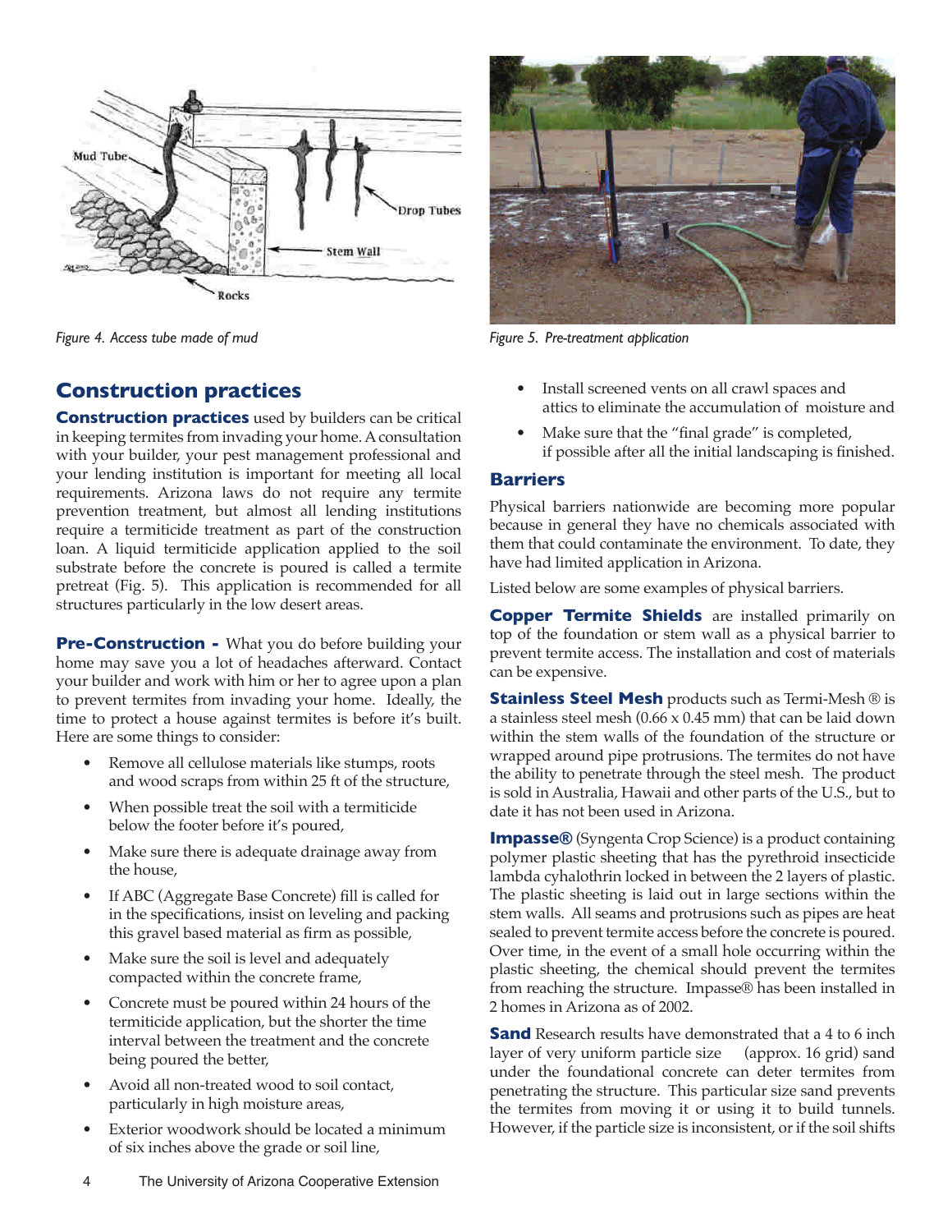Figure 4. Access tube made of mud

Figure 5. Pre-treatment application

## Construction practices

**Construction practices** used by builders can be critical in keeping termites from invading your home. A consultation with your builder, your pest management professional and your lending institution is important for meeting all local requirements. Arizona laws do not require any termite prevention treatment, but almost all lending institutions require a termiticide treatment as part of the construction loan. A liquid termiticide application applied to the soil substrate before the concrete is poured is called a termite pretreat (Fig. 5). This application is recommended for all structures particularly in the low desert areas.

**Pre-Construction -** What you do before building your home may save you a lot of headaches afterward. Contact your builder and work with him or her to agree upon a plan to prevent termites from invading your home. Ideally, the time to protect a house against termites is before it's built. Here are some things to consider:

- Remove all cellulose materials like stumps, roots and wood scraps from within 25 ft of the structure,
- When possible treat the soil with a termiticide below the footer before it's poured,
- Make sure there is adequate drainage away from the house,
- If ABC (Aggregate Base Concrete) fill is called for in the specifications, insist on leveling and packing this gravel based material as firm as possible,
- Make sure the soil is level and adequately compacted within the concrete frame,
- Concrete must be poured within 24 hours of the termiticide application, but the shorter the time interval between the treatment and the concrete being poured the better,
- Avoid all non-treated wood to soil contact, particularly in high moisture areas,
- Exterior woodwork should be located a minimum of six inches above the grade or soil line,
- Install screened vents on all crawl spaces and attics to eliminate the accumulation of moisture and
- Make sure that the "final grade" is completed, if possible after all the initial landscaping is finished.

### Barriers

Physical barriers nationwide are becoming more popular because in general they have no chemicals associated with them that could contaminate the environment. To date, they have had limited application in Arizona.

Listed below are some examples of physical barriers.

**Copper Termite Shields** are installed primarily on top of the foundation or stem wall as a physical barrier to prevent termite access. The installation and cost of materials can be expensive.

**Stainless Steel Mesh** products such as Termi-Mesh ® is a stainless steel mesh (0.66 x 0.45 mm) that can be laid down within the stem walls of the foundation of the structure or wrapped around pipe protrusions. The termites do not have the ability to penetrate through the steel mesh. The product is sold in Australia, Hawaii and other parts of the U.S., but to date it has not been used in Arizona.

**Impasse®** (Syngenta Crop Science) is a product containing polymer plastic sheeting that has the pyrethroid insecticide lambda cyhalothrin locked in between the 2 layers of plastic. The plastic sheeting is laid out in large sections within the stem walls. All seams and protrusions such as pipes are heat sealed to prevent termite access before the concrete is poured. Over time, in the event of a small hole occurring within the plastic sheeting, the chemical should prevent the termites from reaching the structure. Impasse® has been installed in 2 homes in Arizona as of 2002.

**Sand** Research results have demonstrated that a 4 to 6 inch layer of very uniform particle size (approx. 16 grid) sand under the foundational concrete can deter termites from penetrating the structure. This particular size sand prevents the termites from moving it or using it to build tunnels. However, if the particle size is inconsistent, or if the soil shifts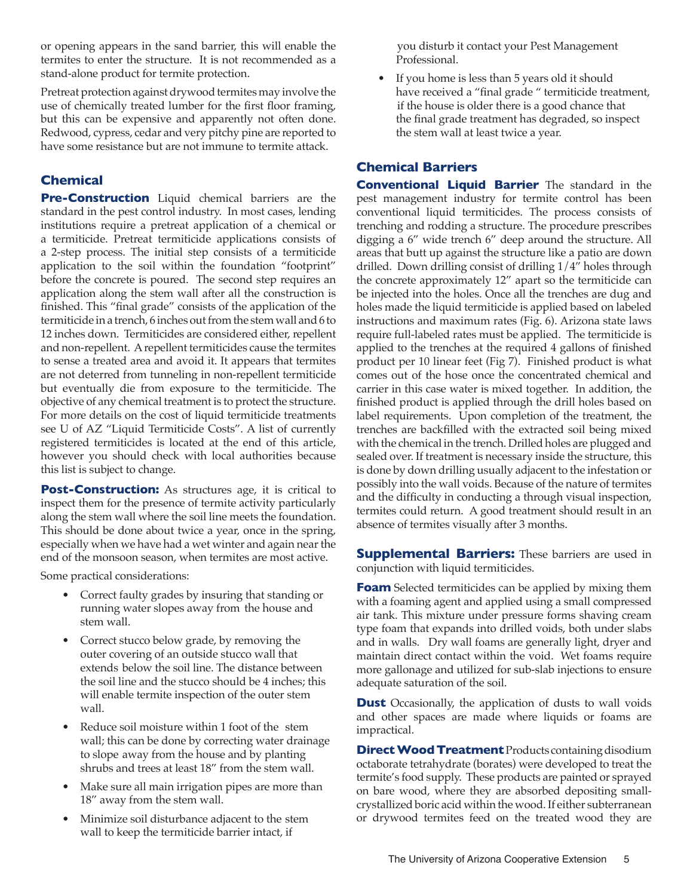or opening appears in the sand barrier, this will enable the termites to enter the structure. It is not recommended as a stand-alone product for termite protection.

Pretreat protection against drywood termites may involve the use of chemically treated lumber for the first floor framing, but this can be expensive and apparently not often done. Redwood, cypress, cedar and very pitchy pine are reported to have some resistance but are not immune to termite attack.

## Chemical

**Pre-Construction** Liquid chemical barriers are the standard in the pest control industry. In most cases, lending institutions require a pretreat application of a chemical or a termiticide. Pretreat termiticide applications consists of a 2-step process. The initial step consists of a termiticide application to the soil within the foundation "footprint" before the concrete is poured. The second step requires an application along the stem wall after all the construction is finished. This "final grade" consists of the application of the termiticide in a trench, 6 inches out from the stem wall and 6 to 12 inches down. Termiticides are considered either, repellent and non-repellent. A repellent termiticides cause the termites to sense a treated area and avoid it. It appears that termites are not deterred from tunneling in non-repellent termiticide but eventually die from exposure to the termiticide. The objective of any chemical treatment is to protect the structure. For more details on the cost of liquid termiticide treatments see U of AZ "Liquid Termiticide Costs". A list of currently registered termiticides is located at the end of this article, however you should check with local authorities because this list is subject to change.

**Post-Construction:** As structures age, it is critical to inspect them for the presence of termite activity particularly along the stem wall where the soil line meets the foundation. This should be done about twice a year, once in the spring, especially when we have had a wet winter and again near the end of the monsoon season, when termites are most active.

Some practical considerations:

- Correct faulty grades by insuring that standing or running water slopes away from the house and stem wall.
- Correct stucco below grade, by removing the outer covering of an outside stucco wall that extends below the soil line. The distance between the soil line and the stucco should be 4 inches; this will enable termite inspection of the outer stem wall.
- Reduce soil moisture within 1 foot of the stem wall; this can be done by correcting water drainage to slope away from the house and by planting shrubs and trees at least 18" from the stem wall.
- Make sure all main irrigation pipes are more than 18" away from the stem wall.
- Minimize soil disturbance adjacent to the stem wall to keep the termiticide barrier intact, if you disturb it contact your Pest Management Professional.
- If you home is less than 5 years old it should have received a "final grade " termiticide treatment, if the house is older there is a good chance that the final grade treatment has degraded, so inspect the stem wall at least twice a year.

## Chemical Barriers

**Conventional Liquid Barrier** The standard in the pest management industry for termite control has been conventional liquid termiticides. The process consists of trenching and rodding a structure. The procedure prescribes digging a 6" wide trench 6" deep around the structure. All areas that butt up against the structure like a patio are down drilled. Down drilling consist of drilling 1/4" holes through the concrete approximately 12" apart so the termiticide can be injected into the holes. Once all the trenches are dug and holes made the liquid termiticide is applied based on labeled instructions and maximum rates (Fig. 6). Arizona state laws require full-labeled rates must be applied. The termiticide is applied to the trenches at the required 4 gallons of finished product per 10 linear feet (Fig 7). Finished product is what comes out of the hose once the concentrated chemical and carrier in this case water is mixed together. In addition, the finished product is applied through the drill holes based on label requirements. Upon completion of the treatment, the trenches are backfilled with the extracted soil being mixed with the chemical in the trench. Drilled holes are plugged and sealed over. If treatment is necessary inside the structure, this is done by down drilling usually adjacent to the infestation or possibly into the wall voids. Because of the nature of termites and the difficulty in conducting a through visual inspection, termites could return. A good treatment should result in an absence of termites visually after 3 months.

**Supplemental Barriers:** These barriers are used in conjunction with liquid termiticides.

**Foam** Selected termiticides can be applied by mixing them with a foaming agent and applied using a small compressed air tank. This mixture under pressure forms shaving cream type foam that expands into drilled voids, both under slabs and in walls. Dry wall foams are generally light, dryer and maintain direct contact within the void. Wet foams require more gallonage and utilized for sub-slab injections to ensure adequate saturation of the soil.

**Dust** Occasionally, the application of dusts to wall voids and other spaces are made where liquids or foams are impractical.

**Direct Wood Treatment** Products containing disodium octaborate tetrahydrate (borates) were developed to treat the termite's food supply. These products are painted or sprayed on bare wood, where they are absorbed depositing small-crystallized boric acid within the wood. If either subterranean or drywood termites feed on the treated wood they are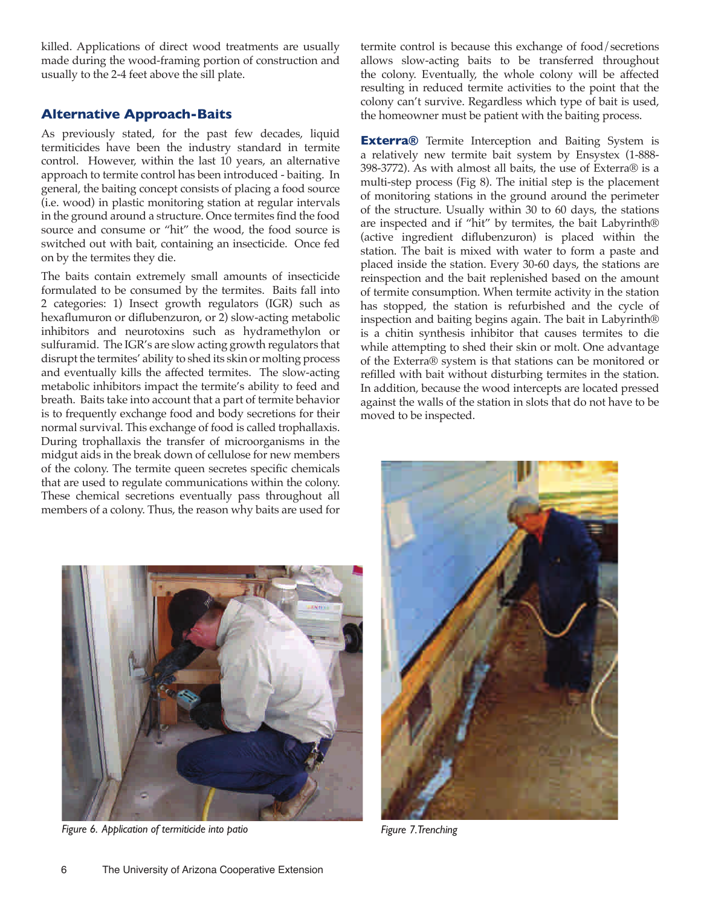killed. Applications of direct wood treatments are usually made during the wood-framing portion of construction and usually to the 2-4 feet above the sill plate.

## Alternative Approach-Baits

As previously stated, for the past few decades, liquid termiticides have been the industry standard in termite control. However, within the last 10 years, an alternative approach to termite control has been introduced - baiting. In general, the baiting concept consists of placing a food source (i.e. wood) in plastic monitoring station at regular intervals in the ground around a structure. Once termites find the food source and consume or "hit" the wood, the food source is switched out with bait, containing an insecticide. Once fed on by the termites they die.

The baits contain extremely small amounts of insecticide formulated to be consumed by the termites. Baits fall into 2 categories: 1) Insect growth regulators (IGR) such as hexaflumuron or diflubenzuron, or 2) slow-acting metabolic inhibitors and neurotoxins such as hydramethylon or sulfuramid. The IGR's are slow acting growth regulators that disrupt the termites' ability to shed its skin or molting process and eventually kills the affected termites. The slow-acting metabolic inhibitors impact the termite's ability to feed and breath. Baits take into account that a part of termite behavior is to frequently exchange food and body secretions for their normal survival. This exchange of food is called trophallaxis. During trophallaxis the transfer of microorganisms in the midgut aids in the break down of cellulose for new members of the colony. The termite queen secretes specific chemicals that are used to regulate communications within the colony. These chemical secretions eventually pass throughout all members of a colony. Thus, the reason why baits are used for termite control is because this exchange of food/secretions allows slow-acting baits to be transferred throughout the colony. Eventually, the whole colony will be affected resulting in reduced termite activities to the point that the colony can't survive. Regardless which type of bait is used, the homeowner must be patient with the baiting process.

**Exterra®** Termite Interception and Baiting System is a relatively new termite bait system by Ensystex (1-888-398-3772). As with almost all baits, the use of Exterra® is a multi-step process (Fig 8). The initial step is the placement of monitoring stations in the ground around the perimeter of the structure. Usually within 30 to 60 days, the stations are inspected and if "hit" by termites, the bait Labyrinth® (active ingredient diflubenzuron) is placed within the station. The bait is mixed with water to form a paste and placed inside the station. Every 30-60 days, the stations are reinspection and the bait replenished based on the amount of termite consumption. When termite activity in the station has stopped, the station is refurbished and the cycle of inspection and baiting begins again. The bait in Labyrinth® is a chitin synthesis inhibitor that causes termites to die while attempting to shed their skin or molt. One advantage of the Exterra® system is that stations can be monitored or refilled with bait without disturbing termites in the station. In addition, because the wood intercepts are located pressed against the walls of the station in slots that do not have to be moved to be inspected.

*Figure 6. Application of termiticide into patio*

*Figure 7. Trenching*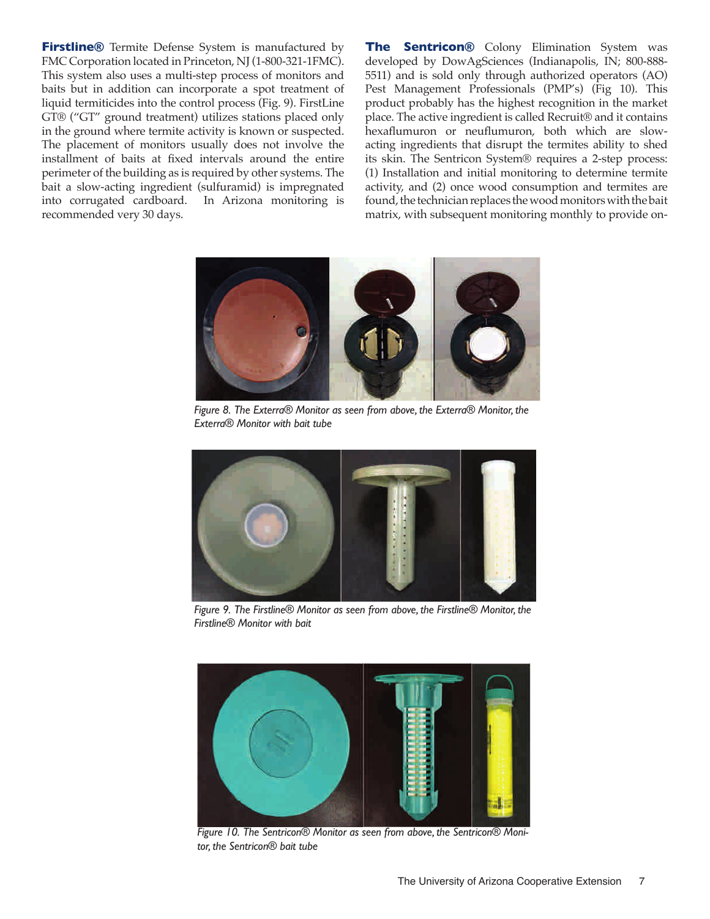**Firstline®** Termite Defense System is manufactured by FMC Corporation located in Princeton, NJ (1-800-321-1FMC). This system also uses a multi-step process of monitors and baits but in addition can incorporate a spot treatment of liquid termiticides into the control process (Fig. 9). FirstLine GT® ("GT" ground treatment) utilizes stations placed only in the ground where termite activity is known or suspected. The placement of monitors usually does not involve the installment of baits at fixed intervals around the entire perimeter of the building as is required by other systems. The bait a slow-acting ingredient (sulfuramid) is impregnated into corrugated cardboard. In Arizona monitoring is recommended very 30 days.

**The Sentricon®** Colony Elimination System was developed by DowAgSciences (Indianapolis, IN; 800-888-5511) and is sold only through authorized operators (AO) Pest Management Professionals (PMP's) (Fig 10). This product probably has the highest recognition in the market place. The active ingredient is called Recruit® and it contains hexaflumuron or neuflumuron, both which are slow-acting ingredients that disrupt the termites ability to shed its skin. The Sentricon System® requires a 2-step process: (1) Installation and initial monitoring to determine termite activity, and (2) once wood consumption and termites are found, the technician replaces the wood monitors with the bait matrix, with subsequent monitoring monthly to provide on-

*Figure 8. The Exterra® Monitor as seen from above, the Exterra® Monitor, the Exterra® Monitor with bait tube*

*Figure 9. The Firstline® Monitor as seen from above, the Firstline® Monitor, the Firstline® Monitor with bait*

*Figure 10. The Sentricon® Monitor as seen from above, the Sentricon® Monitor, the Sentricon® bait tube*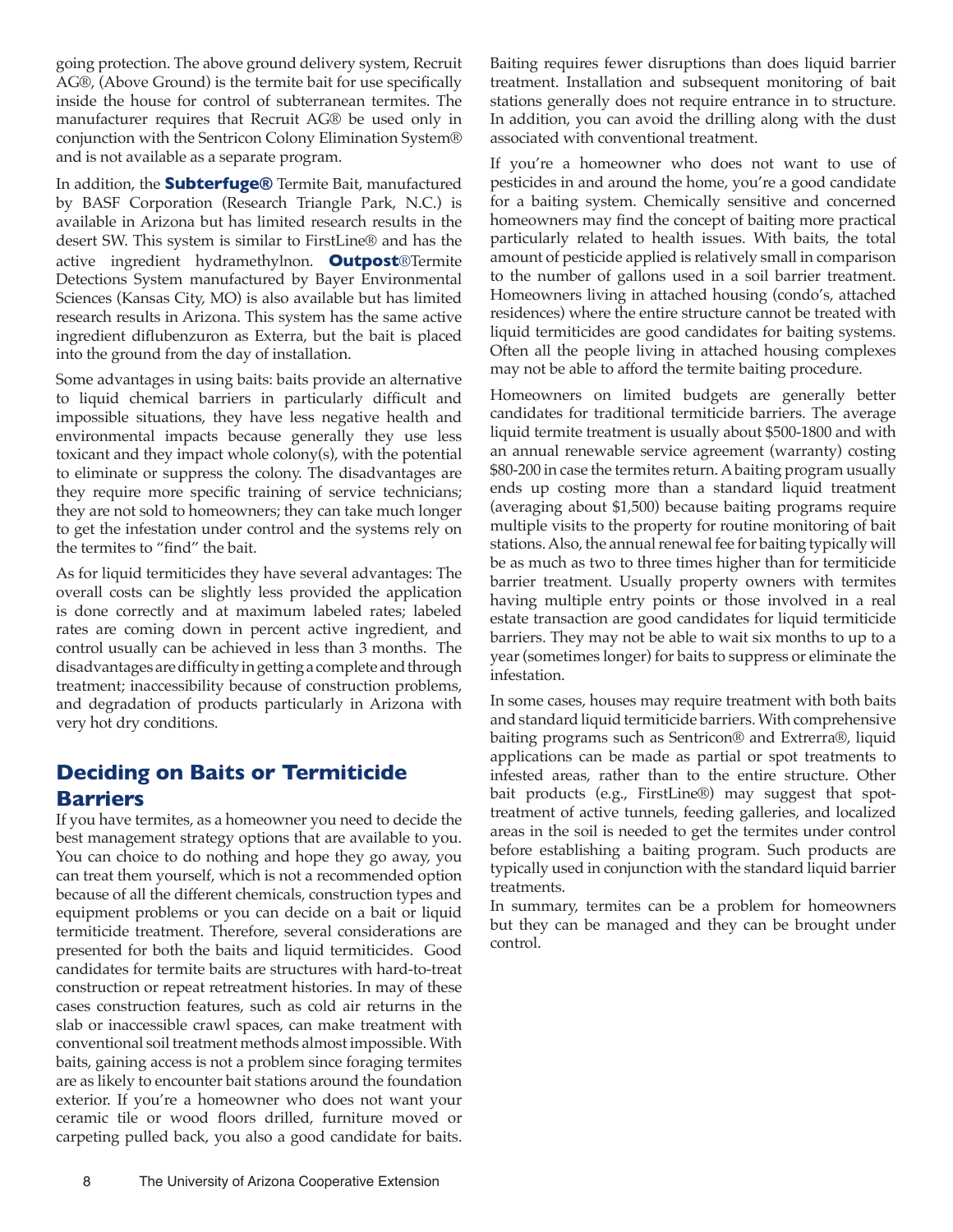going protection. The above ground delivery system, Recruit AG®, (Above Ground) is the termite bait for use specifically inside the house for control of subterranean termites. The manufacturer requires that Recruit AG® be used only in conjunction with the Sentricon Colony Elimination System® and is not available as a separate program.

In addition, the **Subterfuge®** Termite Bait, manufactured by BASF Corporation (Research Triangle Park, N.C.) is available in Arizona but has limited research results in the desert SW. This system is similar to FirstLine® and has the active ingredient hydramethylnon. **Outpost**®Termite Detections System manufactured by Bayer Environmental Sciences (Kansas City, MO) is also available but has limited research results in Arizona. This system has the same active ingredient diflubenzuron as Exterra, but the bait is placed into the ground from the day of installation.

Some advantages in using baits: baits provide an alternative to liquid chemical barriers in particularly difficult and impossible situations, they have less negative health and environmental impacts because generally they use less toxicant and they impact whole colony(s), with the potential to eliminate or suppress the colony. The disadvantages are they require more specific training of service technicians; they are not sold to homeowners; they can take much longer to get the infestation under control and the systems rely on the termites to "find" the bait.

As for liquid termiticides they have several advantages: The overall costs can be slightly less provided the application is done correctly and at maximum labeled rates; labeled rates are coming down in percent active ingredient, and control usually can be achieved in less than 3 months. The disadvantages are difficulty in getting a complete and through treatment; inaccessibility because of construction problems, and degradation of products particularly in Arizona with very hot dry conditions.

## Deciding on Baits or Termiticide Barriers

If you have termites, as a homeowner you need to decide the best management strategy options that are available to you. You can choice to do nothing and hope they go away, you can treat them yourself, which is not a recommended option because of all the different chemicals, construction types and equipment problems or you can decide on a bait or liquid termiticide treatment. Therefore, several considerations are presented for both the baits and liquid termiticides. Good candidates for termite baits are structures with hard-to-treat construction or repeat retreatment histories. In may of these cases construction features, such as cold air returns in the slab or inaccessible crawl spaces, can make treatment with conventional soil treatment methods almost impossible. With baits, gaining access is not a problem since foraging termites are as likely to encounter bait stations around the foundation exterior. If you're a homeowner who does not want your ceramic tile or wood floors drilled, furniture moved or carpeting pulled back, you also a good candidate for baits. Baiting requires fewer disruptions than does liquid barrier treatment. Installation and subsequent monitoring of bait stations generally does not require entrance in to structure. In addition, you can avoid the drilling along with the dust associated with conventional treatment.

If you're a homeowner who does not want to use of pesticides in and around the home, you're a good candidate for a baiting system. Chemically sensitive and concerned homeowners may find the concept of baiting more practical particularly related to health issues. With baits, the total amount of pesticide applied is relatively small in comparison to the number of gallons used in a soil barrier treatment. Homeowners living in attached housing (condo's, attached residences) where the entire structure cannot be treated with liquid termiticides are good candidates for baiting systems. Often all the people living in attached housing complexes may not be able to afford the termite baiting procedure.

Homeowners on limited budgets are generally better candidates for traditional termiticide barriers. The average liquid termite treatment is usually about $500-1800 and with an annual renewable service agreement (warranty) costing $80-200 in case the termites return. A baiting program usually ends up costing more than a standard liquid treatment (averaging about $1,500) because baiting programs require multiple visits to the property for routine monitoring of bait stations. Also, the annual renewal fee for baiting typically will be as much as two to three times higher than for termiticide barrier treatment. Usually property owners with termites having multiple entry points or those involved in a real estate transaction are good candidates for liquid termiticide barriers. They may not be able to wait six months to up to a year (sometimes longer) for baits to suppress or eliminate the infestation.

In some cases, houses may require treatment with both baits and standard liquid termiticide barriers. With comprehensive baiting programs such as Sentricon® and Extrerra®, liquid applications can be made as partial or spot treatments to infested areas, rather than to the entire structure. Other bait products (e.g., FirstLine®) may suggest that spot-treatment of active tunnels, feeding galleries, and localized areas in the soil is needed to get the termites under control before establishing a baiting program. Such products are typically used in conjunction with the standard liquid barrier treatments.

In summary, termites can be a problem for homeowners but they can be managed and they can be brought under control.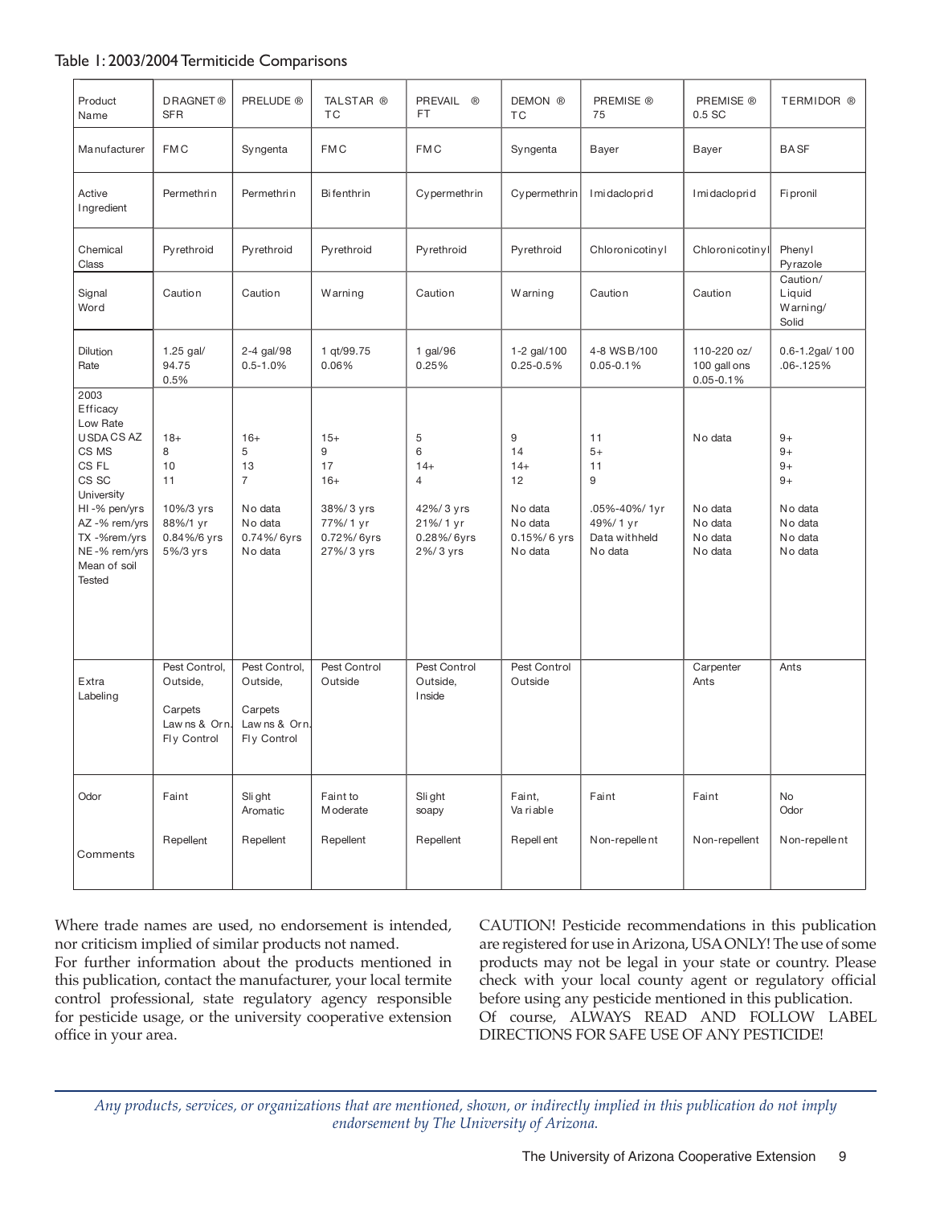Table 1: 2003/2004 Termiticide Comparisons

| Product Name | DRAGNET ® SFR | PRELUDE ® | TALSTAR ® TC | PREVAIL ® FT | DEMON ® TC | PREMISE ® 75 | PREMISE ® 0.5 SC | TERMIDOR ® |
|---|---|---|---|---|---|---|---|---|
| Manufacturer | FMC | Syngenta | FMC | FMC | Syngenta | Bayer | Bayer | BASF |
| Active Ingredient | Permethrin | Permethrin | Bifenthrin | Cypermethrin | Cypermethrin | Imidacloprid | Imidacloprid | Fipronil |
| Chemical Class | Pyrethroid | Pyrethroid | Pyrethroid | Pyrethroid | Pyrethroid | Chloronicotinyl | Chloronicotinyl | Phenyl Pyrazole |
| Signal Word | Caution | Caution | Warning | Caution | Warning | Caution | Caution | Caution/ Liquid Warning/ Solid |
| Dilution Rate | 1.25 gal/ 94.75 0.5% | 2-4 gal/98 0.5-1.0% | 1 qt/99.75 0.06% | 1 gal/96 0.25% | 1-2 gal/100 0.25-0.5% | 4-8 WSB/100 0.05-0.1% | 110-220 oz/ 100 gallons 0.05-0.1% | 0.6-1.2gal/ 100 .06-.125% |
| 2003 Efficacy Low Rate USDA CS AZ | 18+ | 16+ | 15+ | 5 | 9 | 11 | No data | 9+ |
| CS MS | 8 | 5 | 9 | 6 | 14 | 5+ | | 9+ |
| CS FL | 10 | 13 | 17 | 14+ | 14+ | 11 | | 9+ |
| CS SC | 11 | 7 | 16+ | 4 | 12 | 9 | | 9+ |
| University HI -% pen/yrs | 10%/3 yrs | No data | 38%/ 3 yrs | 42%/ 3 yrs | No data | .05%-40%/ 1yr | No data | No data |
| AZ -% rem/yrs | 88%/1 yr | No data | 77%/ 1 yr | 21%/ 1 yr | No data | 49%/ 1 yr | No data | No data |
| TX -%rem/yrs | 0.84%/6 yrs | 0.74%/ 6yrs | 0.72%/ 6yrs | 0.28%/ 6yrs | 0.15%/ 6 yrs | Data withheld | No data | No data |
| NE -% rem/yrs Mean of soil Tested | 5%/3 yrs | No data | 27%/ 3 yrs | 2%/ 3 yrs | No data | No data | No data | No data |
| Extra Labeling | Pest Control, Outside, Carpets Lawns & Orn. Fly Control | Pest Control, Outside, Carpets Lawns & Orn. Fly Control | Pest Control Outside | Pest Control Outside, Inside | Pest Control Outside | | Carpenter Ants | Ants |
| Odor | Faint | Slight Aromatic | Faint to Moderate | Slight soapy | Faint, Variable | Faint | Faint | No Odor |
| Comments | Repellent | Repellent | Repellent | Repellent | Repellent | Non-repellent | Non-repellent | Non-repellent |

Where trade names are used, no endorsement is intended, nor criticism implied of similar products not named.
For further information about the products mentioned in this publication, contact the manufacturer, your local termite control professional, state regulatory agency responsible for pesticide usage, or the university cooperative extension office in your area.

CAUTION! Pesticide recommendations in this publication are registered for use in Arizona, USA ONLY! The use of some products may not be legal in your state or country. Please check with your local county agent or regulatory official before using any pesticide mentioned in this publication.
Of course, ALWAYS READ AND FOLLOW LABEL DIRECTIONS FOR SAFE USE OF ANY PESTICIDE!

*Any products, services, or organizations that are mentioned, shown, or indirectly implied in this publication do not imply endorsement by The University of Arizona.*